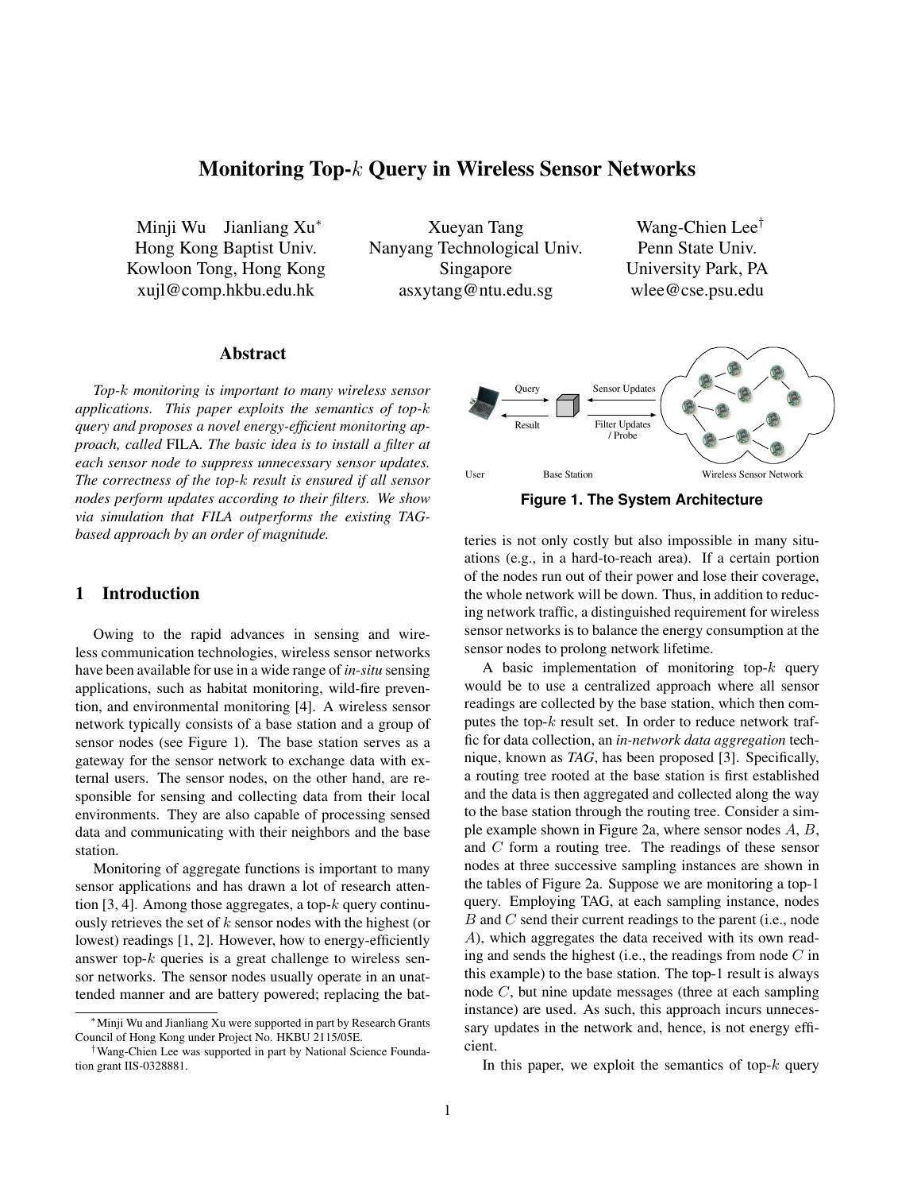# Monitoring Top-$k$ Query in Wireless Sensor Networks

Minji Wu Jianliang Xu*
Hong Kong Baptist Univ.
Kowloon Tong, Hong Kong
xujl@comp.hkbu.edu.hk

Xueyan Tang
Nanyang Technological Univ.
Singapore
asxytang@ntu.edu.sg

Wang-Chien Lee†
Penn State Univ.
University Park, PA
wlee@cse.psu.edu

## Abstract

*Top-$k$ monitoring is important to many wireless sensor applications. This paper exploits the semantics of top-$k$ query and proposes a novel energy-efficient monitoring approach, called* FILA*. The basic idea is to install a filter at each sensor node to suppress unnecessary sensor updates. The correctness of the top-$k$ result is ensured if all sensor nodes perform updates according to their filters. We show via simulation that FILA outperforms the existing TAG-based approach by an order of magnitude.*

## 1 Introduction

Owing to the rapid advances in sensing and wireless communication technologies, wireless sensor networks have been available for use in a wide range of *in-situ* sensing applications, such as habitat monitoring, wild-fire prevention, and environmental monitoring [4]. A wireless sensor network typically consists of a base station and a group of sensor nodes (see Figure 1). The base station serves as a gateway for the sensor network to exchange data with external users. The sensor nodes, on the other hand, are responsible for sensing and collecting data from their local environments. They are also capable of processing sensed data and communicating with their neighbors and the base station.

Monitoring of aggregate functions is important to many sensor applications and has drawn a lot of research attention [3, 4]. Among those aggregates, a top-$k$ query continuously retrieves the set of $k$ sensor nodes with the highest (or lowest) readings [1, 2]. However, how to energy-efficiently answer top-$k$ queries is a great challenge to wireless sensor networks. The sensor nodes usually operate in an unattended manner and are battery powered; replacing the batteries is not only costly but also impossible in many situations (e.g., in a hard-to-reach area). If a certain portion of the nodes run out of their power and lose their coverage, the whole network will be down. Thus, in addition to reducing network traffic, a distinguished requirement for wireless sensor networks is to balance the energy consumption at the sensor nodes to prolong network lifetime.

**Figure 1. The System Architecture**

A basic implementation of monitoring top-$k$ query would be to use a centralized approach where all sensor readings are collected by the base station, which then computes the top-$k$ result set. In order to reduce network traffic for data collection, an *in-network data aggregation* technique, known as *TAG*, has been proposed [3]. Specifically, a routing tree rooted at the base station is first established and the data is then aggregated and collected along the way to the base station through the routing tree. Consider a simple example shown in Figure 2a, where sensor nodes $A$, $B$, and $C$ form a routing tree. The readings of these sensor nodes at three successive sampling instances are shown in the tables of Figure 2a. Suppose we are monitoring a top-1 query. Employing TAG, at each sampling instance, nodes $B$ and $C$ send their current readings to the parent (i.e., node $A$), which aggregates the data received with its own reading and sends the highest (i.e., the readings from node $C$ in this example) to the base station. The top-1 result is always node $C$, but nine update messages (three at each sampling instance) are used. As such, this approach incurs unnecessary updates in the network and, hence, is not energy efficient.

In this paper, we exploit the semantics of top-$k$ query

---

*Minji Wu and Jianliang Xu were supported in part by Research Grants Council of Hong Kong under Project No. HKBU 2115/05E.

†Wang-Chien Lee was supported in part by National Science Foundation grant IIS-0328881.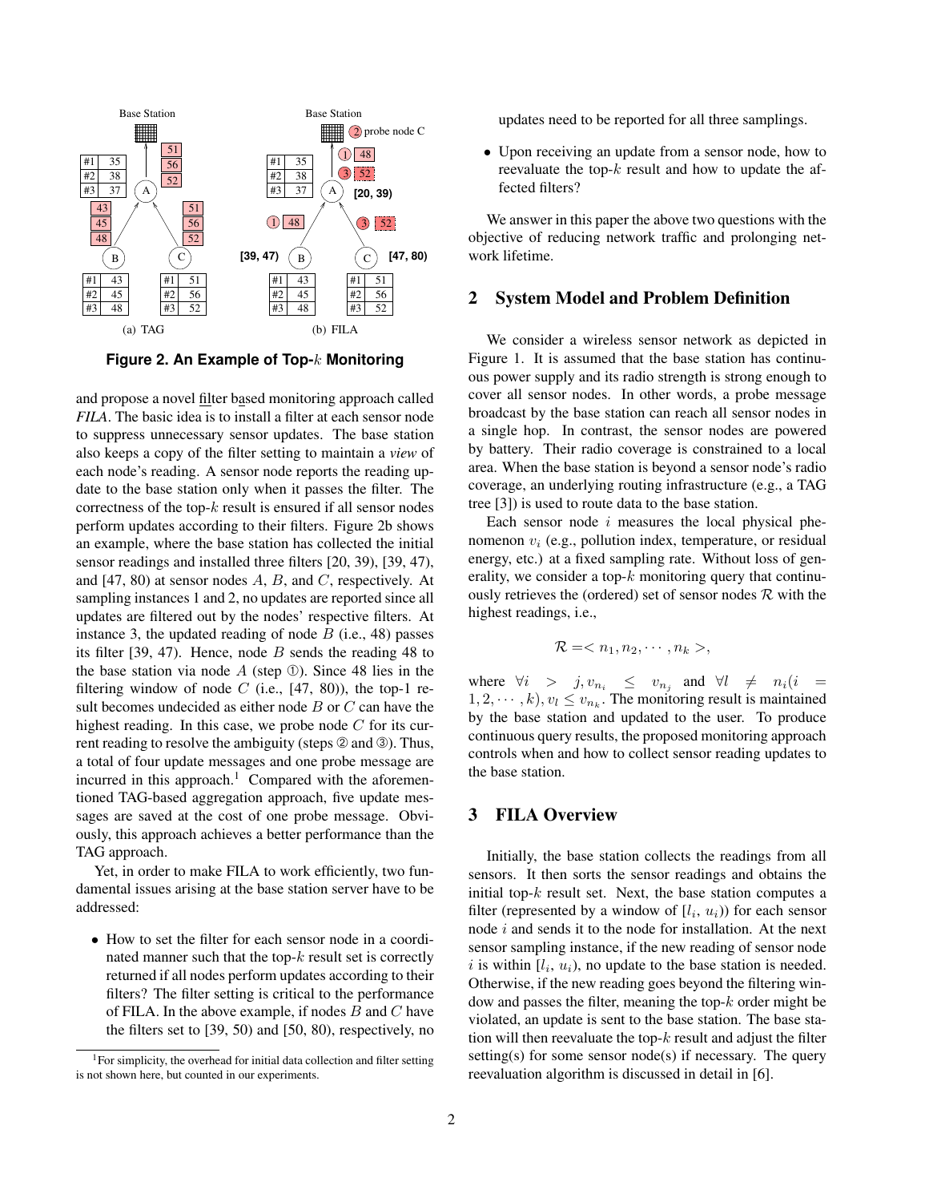Figure 2. An Example of Top-$k$ Monitoring

and propose a novel filter based monitoring approach called *FILA*. The basic idea is to install a filter at each sensor node to suppress unnecessary sensor updates. The base station also keeps a copy of the filter setting to maintain a *view* of each node's reading. A sensor node reports the reading update to the base station only when it passes the filter. The correctness of the top-$k$ result is ensured if all sensor nodes perform updates according to their filters. Figure 2b shows an example, where the base station has collected the initial sensor readings and installed three filters [20, 39), [39, 47), and [47, 80) at sensor nodes $A$, $B$, and $C$, respectively. At sampling instances 1 and 2, no updates are reported since all updates are filtered out by the nodes' respective filters. At instance 3, the updated reading of node $B$ (i.e., 48) passes its filter [39, 47). Hence, node $B$ sends the reading 48 to the base station via node $A$ (step ①). Since 48 lies in the filtering window of node $C$ (i.e., [47, 80)), the top-1 result becomes undecided as either node $B$ or $C$ can have the highest reading. In this case, we probe node $C$ for its current reading to resolve the ambiguity (steps ② and ③). Thus, a total of four update messages and one probe message are incurred in this approach.[1] Compared with the aforementioned TAG-based aggregation approach, five update messages are saved at the cost of one probe message. Obviously, this approach achieves a better performance than the TAG approach.

Yet, in order to make FILA to work efficiently, two fundamental issues arising at the base station server have to be addressed:

- How to set the filter for each sensor node in a coordinated manner such that the top-$k$ result set is correctly returned if all nodes perform updates according to their filters? The filter setting is critical to the performance of FILA. In the above example, if nodes $B$ and $C$ have the filters set to [39, 50) and [50, 80), respectively, no updates need to be reported for all three samplings.
- Upon receiving an update from a sensor node, how to reevaluate the top-$k$ result and how to update the affected filters?

We answer in this paper the above two questions with the objective of reducing network traffic and prolonging network lifetime.

## 2 System Model and Problem Definition

We consider a wireless sensor network as depicted in Figure 1. It is assumed that the base station has continuous power supply and its radio strength is strong enough to cover all sensor nodes. In other words, a probe message broadcast by the base station can reach all sensor nodes in a single hop. In contrast, the sensor nodes are powered by battery. Their radio coverage is constrained to a local area. When the base station is beyond a sensor node's radio coverage, an underlying routing infrastructure (e.g., a TAG tree [3]) is used to route data to the base station.

Each sensor node $i$ measures the local physical phenomenon $v_i$ (e.g., pollution index, temperature, or residual energy, etc.) at a fixed sampling rate. Without loss of generality, we consider a top-$k$ monitoring query that continuously retrieves the (ordered) set of sensor nodes $\mathcal{R}$ with the highest readings, i.e.,

$$\mathcal{R} = < n_1, n_2, \cdots, n_k >,$$

where $\forall i > j, v_{n_i} \leq v_{n_j}$ and $\forall l \neq n_i (i = 1, 2, \cdots, k), v_l \leq v_{n_k}$. The monitoring result is maintained by the base station and updated to the user. To produce continuous query results, the proposed monitoring approach controls when and how to collect sensor reading updates to the base station.

## 3 FILA Overview

Initially, the base station collects the readings from all sensors. It then sorts the sensor readings and obtains the initial top-$k$ result set. Next, the base station computes a filter (represented by a window of $[l_i, u_i)$) for each sensor node $i$ and sends it to the node for installation. At the next sensor sampling instance, if the new reading of sensor node $i$ is within $[l_i, u_i)$, no update to the base station is needed. Otherwise, if the new reading goes beyond the filtering window and passes the filter, meaning the top-$k$ order might be violated, an update is sent to the base station. The base station will then reevaluate the top-$k$ result and adjust the filter setting(s) for some sensor node(s) if necessary. The query reevaluation algorithm is discussed in detail in [6].

[1] For simplicity, the overhead for initial data collection and filter setting is not shown here, but counted in our experiments.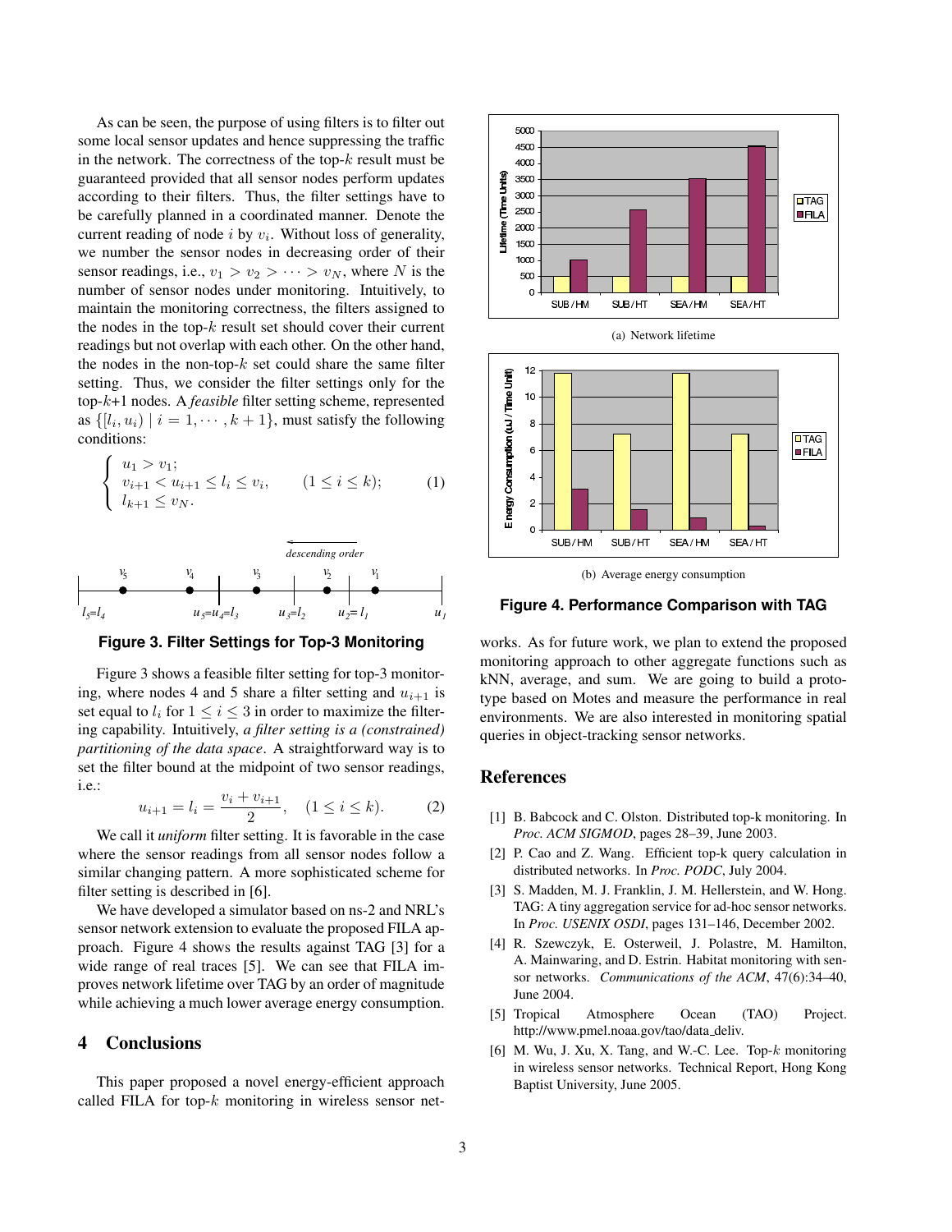As can be seen, the purpose of using filters is to filter out some local sensor updates and hence suppressing the traffic in the network. The correctness of the top-$k$ result must be guaranteed provided that all sensor nodes perform updates according to their filters. Thus, the filter settings have to be carefully planned in a coordinated manner. Denote the current reading of node $i$ by $v_i$. Without loss of generality, we number the sensor nodes in decreasing order of their sensor readings, i.e., $v_1 > v_2 > \cdots > v_N$, where $N$ is the number of sensor nodes under monitoring. Intuitively, to maintain the monitoring correctness, the filters assigned to the nodes in the top-$k$ result set should cover their current readings but not overlap with each other. On the other hand, the nodes in the non-top-$k$ set could share the same filter setting. Thus, we consider the filter settings only for the top-$k$+1 nodes. A *feasible* filter setting scheme, represented as $\{[l_i, u_i) \mid i = 1, \cdots, k+1\}$, must satisfy the following conditions:

$$\begin{cases} u_1 > v_1; \\ v_{i+1} < u_{i+1} \leq l_i \leq v_i, \qquad (1 \leq i \leq k); \\ l_{k+1} \leq v_N. \end{cases} \tag{1}$$

descending order

$v_5$ $v_4$ $v_3$ $v_2$ $v_1$

$l_5$=$l_4$ $u_5$=$u_4$=$l_3$ $u_3$=$l_2$ $u_2$= $l_1$ $u_1$

**Figure 3. Filter Settings for Top-3 Monitoring**

Figure 3 shows a feasible filter setting for top-3 monitoring, where nodes 4 and 5 share a filter setting and $u_{i+1}$ is set equal to $l_i$ for $1 \leq i \leq 3$ in order to maximize the filtering capability. Intuitively, *a filter setting is a (constrained) partitioning of the data space*. A straightforward way is to set the filter bound at the midpoint of two sensor readings, i.e.:

$$u_{i+1} = l_i = \frac{v_i + v_{i+1}}{2}, \quad (1 \leq i \leq k). \tag{2}$$

We call it *uniform* filter setting. It is favorable in the case where the sensor readings from all sensor nodes follow a similar changing pattern. A more sophisticated scheme for filter setting is described in [6].

We have developed a simulator based on ns-2 and NRL's sensor network extension to evaluate the proposed FILA approach. Figure 4 shows the results against TAG [3] for a wide range of real traces [5]. We can see that FILA improves network lifetime over TAG by an order of magnitude while achieving a much lower average energy consumption.

Lifetime (Time Units)

5000
4500
4000
3500
3000
2500
2000
1500
1000
500
0

SUB / HM SUB / HT SEA / HM SEA / HT

TAG
FILA

(a) Network lifetime

Energy Consumption (uJ / Time Unit)

12
10
8
6
4
2
0

SUB / HM SUB / HT SEA / HM SEA / HT

TAG
FILA

(b) Average energy consumption

**Figure 4. Performance Comparison with TAG**

## 4 Conclusions

This paper proposed a novel energy-efficient approach called FILA for top-$k$ monitoring in wireless sensor networks. As for future work, we plan to extend the proposed monitoring approach to other aggregate functions such as kNN, average, and sum. We are going to build a prototype based on Motes and measure the performance in real environments. We are also interested in monitoring spatial queries in object-tracking sensor networks.

## References

[1] B. Babcock and C. Olston. Distributed top-k monitoring. In *Proc. ACM SIGMOD*, pages 28–39, June 2003.

[2] P. Cao and Z. Wang. Efficient top-k query calculation in distributed networks. In *Proc. PODC*, July 2004.

[3] S. Madden, M. J. Franklin, J. M. Hellerstein, and W. Hong. TAG: A tiny aggregation service for ad-hoc sensor networks. In *Proc. USENIX OSDI*, pages 131–146, December 2002.

[4] R. Szewczyk, E. Osterweil, J. Polastre, M. Hamilton, A. Mainwaring, and D. Estrin. Habitat monitoring with sensor networks. *Communications of the ACM*, 47(6):34–40, June 2004.

[5] Tropical Atmosphere Ocean (TAO) Project. http://www.pmel.noaa.gov/tao/data_deliv.

[6] M. Wu, J. Xu, X. Tang, and W.-C. Lee. Top-$k$ monitoring in wireless sensor networks. Technical Report, Hong Kong Baptist University, June 2005.